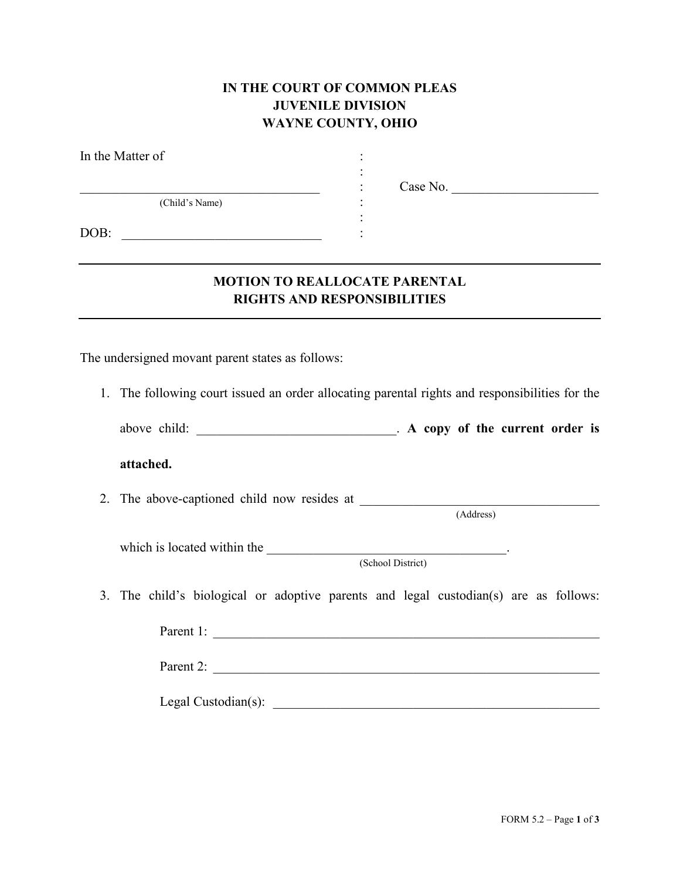**IN THE COURT OF COMMON PLEAS**
**JUVENILE DIVISION**
**WAYNE COUNTY, OHIO**

In the Matter of :
:
____________________________________ : Case No. ______________________
(Child's Name) :
:
DOB: ______________________________ :

---

## MOTION TO REALLOCATE PARENTAL RIGHTS AND RESPONSIBILITIES

---

The undersigned movant parent states as follows:

1. The following court issued an order allocating parental rights and responsibilities for the above child: ______________________________. **A copy of the current order is attached.**

2. The above-captioned child now resides at ____________________________________
(Address)
which is located within the ____________________________________.
(School District)

3. The child's biological or adoptive parents and legal custodian(s) are as follows:

   Parent 1: ____________________________________________________________

   Parent 2: ____________________________________________________________

   Legal Custodian(s): ____________________________________________________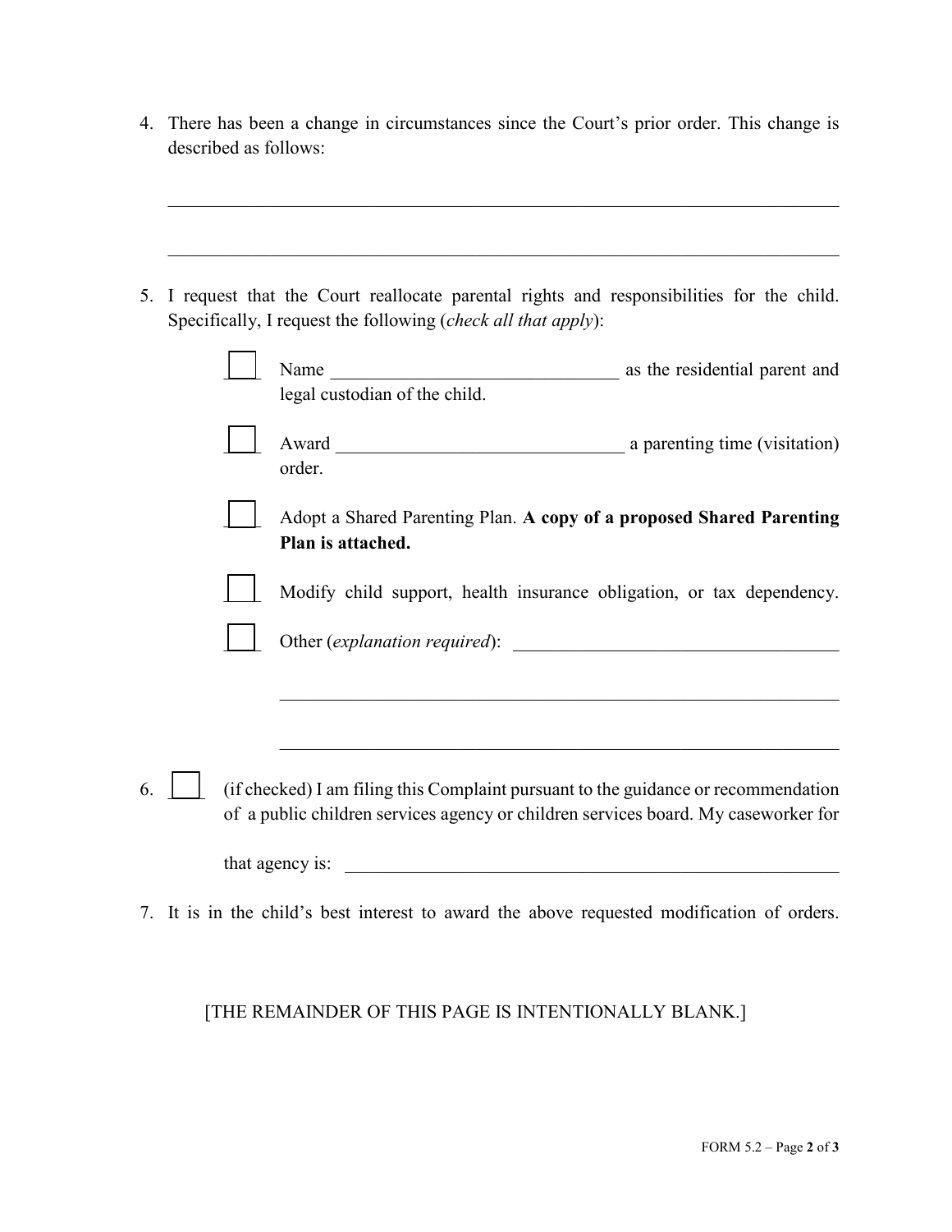4. There has been a change in circumstances since the Court's prior order. This change is described as follows:

    ______________________________________________________________________

    ______________________________________________________________________

5. I request that the Court reallocate parental rights and responsibilities for the child. Specifically, I request the following (*check all that apply*):

    ☐ Name ________________________________ as the residential parent and legal custodian of the child.

    ☐ Award ________________________________ a parenting time (visitation) order.

    ☐ Adopt a Shared Parenting Plan. **A copy of a proposed Shared Parenting Plan is attached.**

    ☐ Modify child support, health insurance obligation, or tax dependency.

    ☐ Other (*explanation required*): ____________________________________

    ______________________________________________________________

    ______________________________________________________________

6. ☐ (if checked) I am filing this Complaint pursuant to the guidance or recommendation of a public children services agency or children services board. My caseworker for that agency is: ________________________________________________________

7. It is in the child's best interest to award the above requested modification of orders.

[THE REMAINDER OF THIS PAGE IS INTENTIONALLY BLANK.]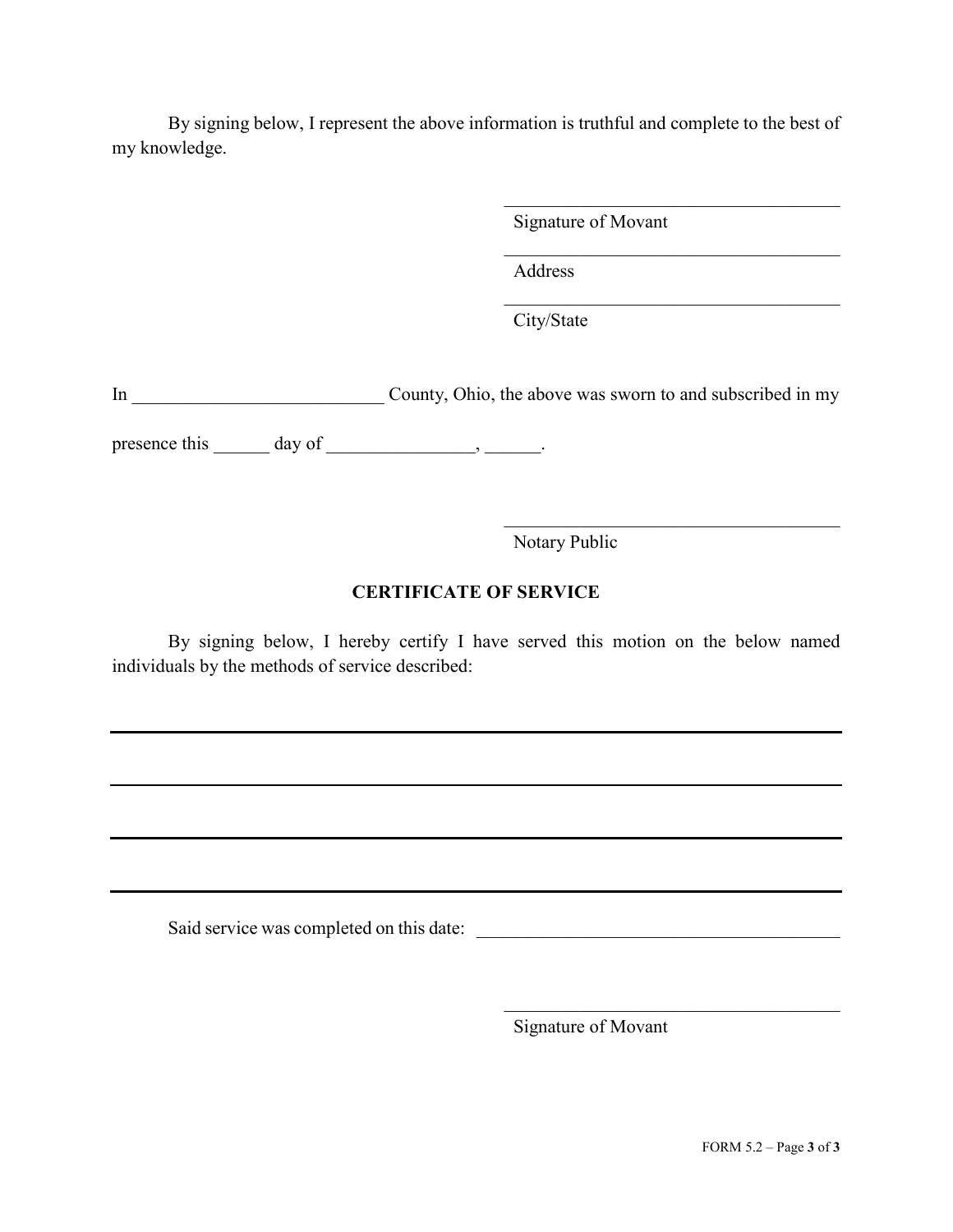By signing below, I represent the above information is truthful and complete to the best of my knowledge.

\_\_\_\_\_\_\_\_\_\_\_\_\_\_\_\_\_\_\_\_\_\_\_\_\_\_\_\_\_\_\_\_\_\_\_\_

Signature of Movant

\_\_\_\_\_\_\_\_\_\_\_\_\_\_\_\_\_\_\_\_\_\_\_\_\_\_\_\_\_\_\_\_\_\_\_\_

Address

\_\_\_\_\_\_\_\_\_\_\_\_\_\_\_\_\_\_\_\_\_\_\_\_\_\_\_\_\_\_\_\_\_\_\_\_

City/State

In \_\_\_\_\_\_\_\_\_\_\_\_\_\_\_\_\_\_\_\_\_\_\_\_\_\_\_ County, Ohio, the above was sworn to and subscribed in my presence this \_\_\_\_\_\_ day of \_\_\_\_\_\_\_\_\_\_\_\_\_\_\_\_, \_\_\_\_\_\_.

\_\_\_\_\_\_\_\_\_\_\_\_\_\_\_\_\_\_\_\_\_\_\_\_\_\_\_\_\_\_\_\_\_\_\_\_

Notary Public

## CERTIFICATE OF SERVICE

By signing below, I hereby certify I have served this motion on the below named individuals by the methods of service described:

\_\_\_\_\_\_\_\_\_\_\_\_\_\_\_\_\_\_\_\_\_\_\_\_\_\_\_\_\_\_\_\_\_\_\_\_\_\_\_\_\_\_\_\_\_\_\_\_\_\_\_\_\_\_\_\_\_\_\_\_\_\_\_\_\_\_\_\_\_\_\_\_\_\_\_\_

\_\_\_\_\_\_\_\_\_\_\_\_\_\_\_\_\_\_\_\_\_\_\_\_\_\_\_\_\_\_\_\_\_\_\_\_\_\_\_\_\_\_\_\_\_\_\_\_\_\_\_\_\_\_\_\_\_\_\_\_\_\_\_\_\_\_\_\_\_\_\_\_\_\_\_\_

\_\_\_\_\_\_\_\_\_\_\_\_\_\_\_\_\_\_\_\_\_\_\_\_\_\_\_\_\_\_\_\_\_\_\_\_\_\_\_\_\_\_\_\_\_\_\_\_\_\_\_\_\_\_\_\_\_\_\_\_\_\_\_\_\_\_\_\_\_\_\_\_\_\_\_\_

\_\_\_\_\_\_\_\_\_\_\_\_\_\_\_\_\_\_\_\_\_\_\_\_\_\_\_\_\_\_\_\_\_\_\_\_\_\_\_\_\_\_\_\_\_\_\_\_\_\_\_\_\_\_\_\_\_\_\_\_\_\_\_\_\_\_\_\_\_\_\_\_\_\_\_\_

Said service was completed on this date: \_\_\_\_\_\_\_\_\_\_\_\_\_\_\_\_\_\_\_\_\_\_\_\_\_\_\_\_\_\_\_\_\_\_\_\_\_\_\_\_

\_\_\_\_\_\_\_\_\_\_\_\_\_\_\_\_\_\_\_\_\_\_\_\_\_\_\_\_\_\_\_\_\_\_\_\_

Signature of Movant